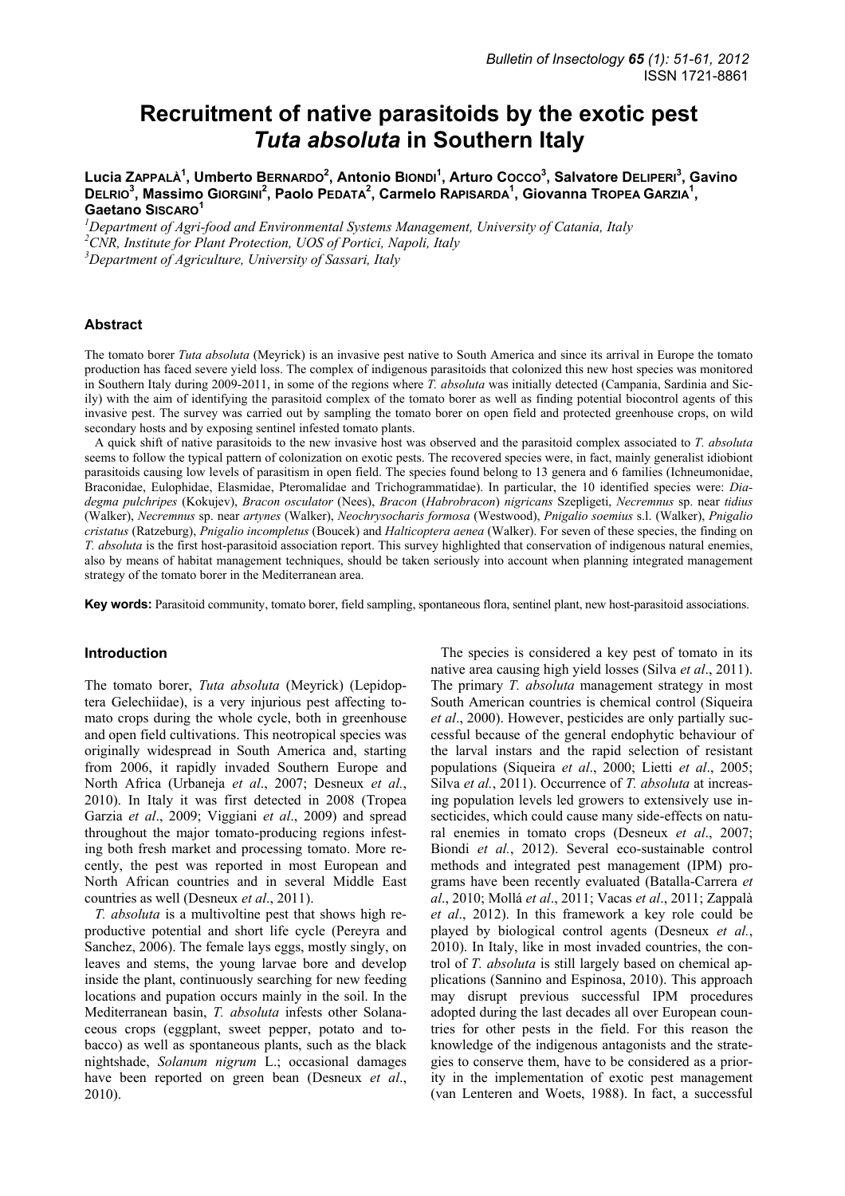# Recruitment of native parasitoids by the exotic pest *Tuta absoluta* in Southern Italy

Lucia Zappalà[1], Umberto Bernardo[2], Antonio Biondi[1], Arturo Cocco[3], Salvatore Deliperi[3], Gavino Delrio[3], Massimo Giorgini[2], Paolo Pedata[2], Carmelo Rapisarda[1], Giovanna Tropea Garzia[1], Gaetano Siscaro[1]

[1]*Department of Agri-food and Environmental Systems Management, University of Catania, Italy*
[2]*CNR, Institute for Plant Protection, UOS of Portici, Napoli, Italy*
[3]*Department of Agriculture, University of Sassari, Italy*

## Abstract

The tomato borer *Tuta absoluta* (Meyrick) is an invasive pest native to South America and since its arrival in Europe the tomato production has faced severe yield loss. The complex of indigenous parasitoids that colonized this new host species was monitored in Southern Italy during 2009-2011, in some of the regions where *T. absoluta* was initially detected (Campania, Sardinia and Sicily) with the aim of identifying the parasitoid complex of the tomato borer as well as finding potential biocontrol agents of this invasive pest. The survey was carried out by sampling the tomato borer on open field and protected greenhouse crops, on wild secondary hosts and by exposing sentinel infested tomato plants.

A quick shift of native parasitoids to the new invasive host was observed and the parasitoid complex associated to *T. absoluta* seems to follow the typical pattern of colonization on exotic pests. The recovered species were, in fact, mainly generalist idiobiont parasitoids causing low levels of parasitism in open field. The species found belong to 13 genera and 6 families (Ichneumonidae, Braconidae, Eulophidae, Elasmidae, Pteromalidae and Trichogrammatidae). In particular, the 10 identified species were: *Diadegma pulchripes* (Kokujev), *Bracon osculator* (Nees), *Bracon* (*Habrobracon*) *nigricans* Szepligeti, *Necremnus* sp. near *tidius* (Walker), *Necremnus* sp. near *artynes* (Walker), *Neochrysocharis formosa* (Westwood), *Pnigalio soemius* s.l. (Walker), *Pnigalio cristatus* (Ratzeburg), *Pnigalio incompletus* (Boucek) and *Halticoptera aenea* (Walker). For seven of these species, the finding on *T. absoluta* is the first host-parasitoid association report. This survey highlighted that conservation of indigenous natural enemies, also by means of habitat management techniques, should be taken seriously into account when planning integrated management strategy of the tomato borer in the Mediterranean area.

**Key words:** Parasitoid community, tomato borer, field sampling, spontaneous flora, sentinel plant, new host-parasitoid associations.

## Introduction

The tomato borer, *Tuta absoluta* (Meyrick) (Lepidoptera Gelechiidae), is a very injurious pest affecting tomato crops during the whole cycle, both in greenhouse and open field cultivations. This neotropical species was originally widespread in South America and, starting from 2006, it rapidly invaded Southern Europe and North Africa (Urbaneja *et al*., 2007; Desneux *et al.*, 2010). In Italy it was first detected in 2008 (Tropea Garzia *et al*., 2009; Viggiani *et al*., 2009) and spread throughout the major tomato-producing regions infesting both fresh market and processing tomato. More recently, the pest was reported in most European and North African countries and in several Middle East countries as well (Desneux *et al*., 2011).

*T. absoluta* is a multivoltine pest that shows high reproductive potential and short life cycle (Pereyra and Sanchez, 2006). The female lays eggs, mostly singly, on leaves and stems, the young larvae bore and develop inside the plant, continuously searching for new feeding locations and pupation occurs mainly in the soil. In the Mediterranean basin, *T. absoluta* infests other Solanaceous crops (eggplant, sweet pepper, potato and tobacco) as well as spontaneous plants, such as the black nightshade, *Solanum nigrum* L.; occasional damages have been reported on green bean (Desneux *et al*., 2010).

The species is considered a key pest of tomato in its native area causing high yield losses (Silva *et al*., 2011). The primary *T. absoluta* management strategy in most South American countries is chemical control (Siqueira *et al*., 2000). However, pesticides are only partially successful because of the general endophytic behaviour of the larval instars and the rapid selection of resistant populations (Siqueira *et al*., 2000; Lietti *et al*., 2005; Silva *et al.*, 2011). Occurrence of *T. absoluta* at increasing population levels led growers to extensively use insecticides, which could cause many side-effects on natural enemies in tomato crops (Desneux *et al*., 2007; Biondi *et al.*, 2012). Several eco-sustainable control methods and integrated pest management (IPM) programs have been recently evaluated (Batalla-Carrera *et al*., 2010; Mollá *et al*., 2011; Vacas *et al*., 2011; Zappalà *et al*., 2012). In this framework a key role could be played by biological control agents (Desneux *et al.*, 2010). In Italy, like in most invaded countries, the control of *T. absoluta* is still largely based on chemical applications (Sannino and Espinosa, 2010). This approach may disrupt previous successful IPM procedures adopted during the last decades all over European countries for other pests in the field. For this reason the knowledge of the indigenous antagonists and the strategies to conserve them, have to be considered as a priority in the implementation of exotic pest management (van Lenteren and Woets, 1988). In fact, a successful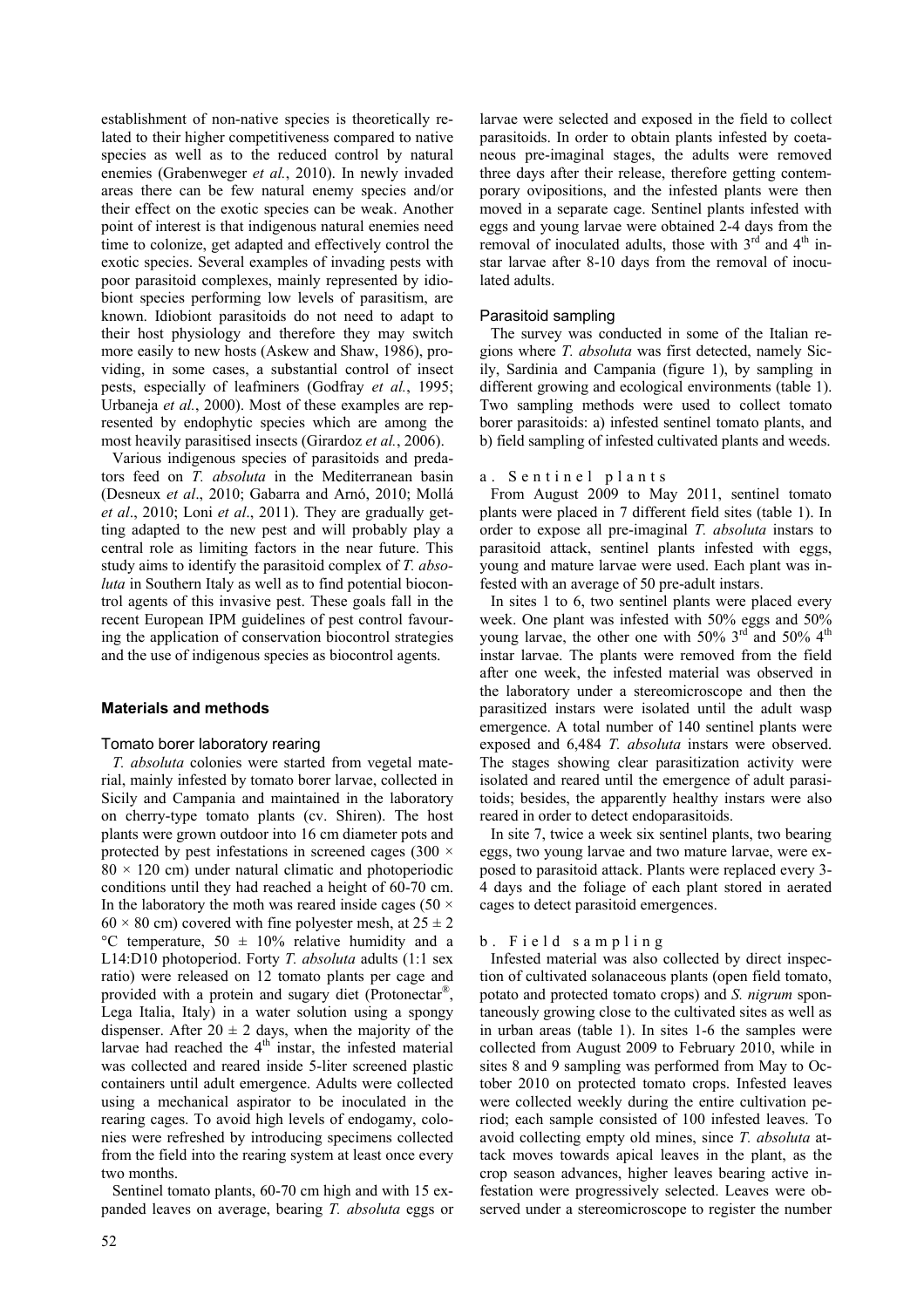establishment of non-native species is theoretically related to their higher competitiveness compared to native species as well as to the reduced control by natural enemies (Grabenweger *et al.*, 2010). In newly invaded areas there can be few natural enemy species and/or their effect on the exotic species can be weak. Another point of interest is that indigenous natural enemies need time to colonize, get adapted and effectively control the exotic species. Several examples of invading pests with poor parasitoid complexes, mainly represented by idiobiont species performing low levels of parasitism, are known. Idiobiont parasitoids do not need to adapt to their host physiology and therefore they may switch more easily to new hosts (Askew and Shaw, 1986), providing, in some cases, a substantial control of insect pests, especially of leafminers (Godfray *et al.*, 1995; Urbaneja *et al.*, 2000). Most of these examples are represented by endophytic species which are among the most heavily parasitised insects (Girardoz *et al.*, 2006).

Various indigenous species of parasitoids and predators feed on *T. absoluta* in the Mediterranean basin (Desneux *et al*., 2010; Gabarra and Arnó, 2010; Mollá *et al*., 2010; Loni *et al*., 2011). They are gradually getting adapted to the new pest and will probably play a central role as limiting factors in the near future. This study aims to identify the parasitoid complex of *T. absoluta* in Southern Italy as well as to find potential biocontrol agents of this invasive pest. These goals fall in the recent European IPM guidelines of pest control favouring the application of conservation biocontrol strategies and the use of indigenous species as biocontrol agents.

## Materials and methods

### Tomato borer laboratory rearing

*T. absoluta* colonies were started from vegetal material, mainly infested by tomato borer larvae, collected in Sicily and Campania and maintained in the laboratory on cherry-type tomato plants (cv. Shiren). The host plants were grown outdoor into 16 cm diameter pots and protected by pest infestations in screened cages (300 × 80 × 120 cm) under natural climatic and photoperiodic conditions until they had reached a height of 60-70 cm. In the laboratory the moth was reared inside cages (50 × 60 × 80 cm) covered with fine polyester mesh, at 25 ± 2 °C temperature, 50 ± 10% relative humidity and a L14:D10 photoperiod. Forty *T. absoluta* adults (1:1 sex ratio) were released on 12 tomato plants per cage and provided with a protein and sugary diet (Protonectar®, Lega Italia, Italy) in a water solution using a spongy dispenser. After 20 ± 2 days, when the majority of the larvae had reached the 4th instar, the infested material was collected and reared inside 5-liter screened plastic containers until adult emergence. Adults were collected using a mechanical aspirator to be inoculated in the rearing cages. To avoid high levels of endogamy, colonies were refreshed by introducing specimens collected from the field into the rearing system at least once every two months.

Sentinel tomato plants, 60-70 cm high and with 15 expanded leaves on average, bearing *T. absoluta* eggs or larvae were selected and exposed in the field to collect parasitoids. In order to obtain plants infested by coetaneous pre-imaginal stages, the adults were removed three days after their release, therefore getting contemporary ovipositions, and the infested plants were then moved in a separate cage. Sentinel plants infested with eggs and young larvae were obtained 2-4 days from the removal of inoculated adults, those with 3rd and 4th instar larvae after 8-10 days from the removal of inoculated adults.

### Parasitoid sampling

The survey was conducted in some of the Italian regions where *T. absoluta* was first detected, namely Sicily, Sardinia and Campania (figure 1), by sampling in different growing and ecological environments (table 1). Two sampling methods were used to collect tomato borer parasitoids: a) infested sentinel tomato plants, and b) field sampling of infested cultivated plants and weeds.

#### a. Sentinel plants

From August 2009 to May 2011, sentinel tomato plants were placed in 7 different field sites (table 1). In order to expose all pre-imaginal *T. absoluta* instars to parasitoid attack, sentinel plants infested with eggs, young and mature larvae were used. Each plant was infested with an average of 50 pre-adult instars.

In sites 1 to 6, two sentinel plants were placed every week. One plant was infested with 50% eggs and 50% young larvae, the other one with 50% 3rd and 50% 4th instar larvae. The plants were removed from the field after one week, the infested material was observed in the laboratory under a stereomicroscope and then the parasitized instars were isolated until the adult wasp emergence. A total number of 140 sentinel plants were exposed and 6,484 *T. absoluta* instars were observed. The stages showing clear parasitization activity were isolated and reared until the emergence of adult parasitoids; besides, the apparently healthy instars were also reared in order to detect endoparasitoids.

In site 7, twice a week six sentinel plants, two bearing eggs, two young larvae and two mature larvae, were exposed to parasitoid attack. Plants were replaced every 3-4 days and the foliage of each plant stored in aerated cages to detect parasitoid emergences.

#### b. Field sampling

Infested material was also collected by direct inspection of cultivated solanaceous plants (open field tomato, potato and protected tomato crops) and *S. nigrum* spontaneously growing close to the cultivated sites as well as in urban areas (table 1). In sites 1-6 the samples were collected from August 2009 to February 2010, while in sites 8 and 9 sampling was performed from May to October 2010 on protected tomato crops. Infested leaves were collected weekly during the entire cultivation period; each sample consisted of 100 infested leaves. To avoid collecting empty old mines, since *T. absoluta* attack moves towards apical leaves in the plant, as the crop season advances, higher leaves bearing active infestation were progressively selected. Leaves were observed under a stereomicroscope to register the number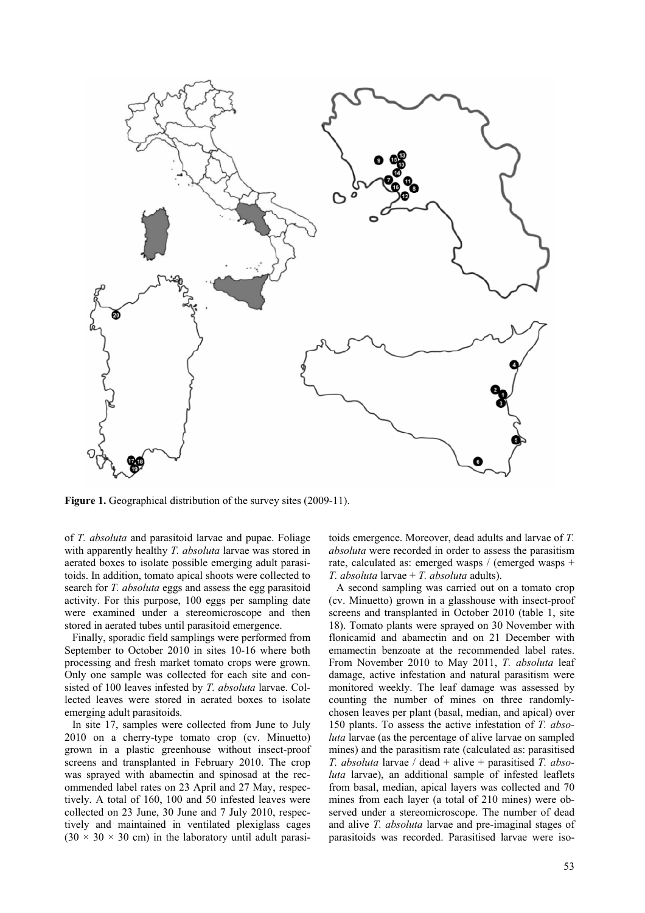**Figure 1.** Geographical distribution of the survey sites (2009-11).

of *T. absoluta* and parasitoid larvae and pupae. Foliage with apparently healthy *T. absoluta* larvae was stored in aerated boxes to isolate possible emerging adult parasitoids. In addition, tomato apical shoots were collected to search for *T. absoluta* eggs and assess the egg parasitoid activity. For this purpose, 100 eggs per sampling date were examined under a stereomicroscope and then stored in aerated tubes until parasitoid emergence.

Finally, sporadic field samplings were performed from September to October 2010 in sites 10-16 where both processing and fresh market tomato crops were grown. Only one sample was collected for each site and consisted of 100 leaves infested by *T. absoluta* larvae. Collected leaves were stored in aerated boxes to isolate emerging adult parasitoids.

In site 17, samples were collected from June to July 2010 on a cherry-type tomato crop (cv. Minuetto) grown in a plastic greenhouse without insect-proof screens and transplanted in February 2010. The crop was sprayed with abamectin and spinosad at the recommended label rates on 23 April and 27 May, respectively. A total of 160, 100 and 50 infested leaves were collected on 23 June, 30 June and 7 July 2010, respectively and maintained in ventilated plexiglass cages ($30 \times 30 \times 30$ cm) in the laboratory until adult parasitoids emergence. Moreover, dead adults and larvae of *T. absoluta* were recorded in order to assess the parasitism rate, calculated as: emerged wasps / (emerged wasps + *T. absoluta* larvae + *T. absoluta* adults).

A second sampling was carried out on a tomato crop (cv. Minuetto) grown in a glasshouse with insect-proof screens and transplanted in October 2010 (table 1, site 18). Tomato plants were sprayed on 30 November with flonicamid and abamectin and on 21 December with emamectin benzoate at the recommended label rates. From November 2010 to May 2011, *T. absoluta* leaf damage, active infestation and natural parasitism were monitored weekly. The leaf damage was assessed by counting the number of mines on three randomly-chosen leaves per plant (basal, median, and apical) over 150 plants. To assess the active infestation of *T. absoluta* larvae (as the percentage of alive larvae on sampled mines) and the parasitism rate (calculated as: parasitised *T. absoluta* larvae / dead + alive + parasitised *T. absoluta* larvae), an additional sample of infested leaflets from basal, median, apical layers was collected and 70 mines from each layer (a total of 210 mines) were observed under a stereomicroscope. The number of dead and alive *T. absoluta* larvae and pre-imaginal stages of parasitoids was recorded. Parasitised larvae were iso-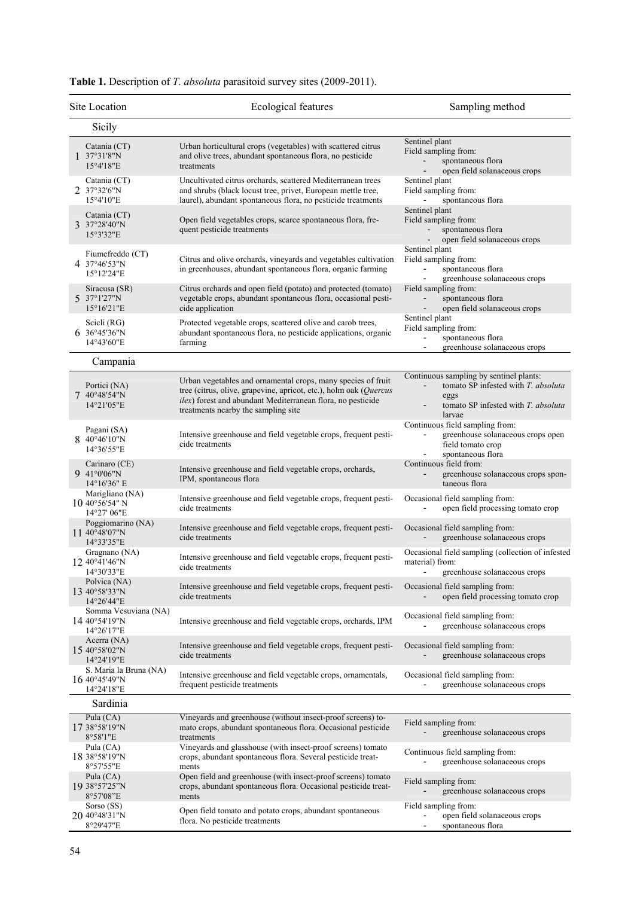**Table 1.** Description of *T. absoluta* parasitoid survey sites (2009-2011).

| | Site Location | Ecological features | Sampling method |
|---|---|---|---|
| | **Sicily** | | |
| 1 | Catania (CT) 37°31'8"N 15°4'18"E | Urban horticultural crops (vegetables) with scattered citrus and olive trees, abundant spontaneous flora, no pesticide treatments | Sentinel plant<br>Field sampling from:<br>- spontaneous flora<br>- open field solanaceous crops |
| 2 | Catania (CT) 37°32'6"N 15°4'10"E | Uncultivated citrus orchards, scattered Mediterranean trees and shrubs (black locust tree, privet, European mettle tree, laurel), abundant spontaneous flora, no pesticide treatments | Sentinel plant<br>Field sampling from:<br>- spontaneous flora |
| 3 | Catania (CT) 37°28'40"N 15°3'32"E | Open field vegetables crops, scarce spontaneous flora, frequent pesticide treatments | Sentinel plant<br>Field sampling from:<br>- spontaneous flora<br>- open field solanaceous crops |
| 4 | Fiumefreddo (CT) 37°46'53"N 15°12'24"E | Citrus and olive orchards, vineyards and vegetables cultivation in greenhouses, abundant spontaneous flora, organic farming | Sentinel plant<br>Field sampling from:<br>- spontaneous flora<br>- greenhouse solanaceous crops |
| 5 | Siracusa (SR) 37°1'27"N 15°16'21"E | Citrus orchards and open field (potato) and protected (tomato) vegetable crops, abundant spontaneous flora, occasional pesticide application | Field sampling from:<br>- spontaneous flora<br>- open field solanaceous crops |
| 6 | Scicli (RG) 36°45'36"N 14°43'60"E | Protected vegetable crops, scattered olive and carob trees, abundant spontaneous flora, no pesticide applications, organic farming | Sentinel plant<br>Field sampling from:<br>- spontaneous flora<br>- greenhouse solanaceous crops |
| | **Campania** | | |
| 7 | Portici (NA) 40°48'54"N 14°21'05"E | Urban vegetables and ornamental crops, many species of fruit tree (citrus, olive, grapevine, apricot, etc.), holm oak (*Quercus ilex*) forest and abundant Mediterranean flora, no pesticide treatments nearby the sampling site | Continuous sampling by sentinel plants:<br>- tomato SP infested with *T. absoluta* eggs<br>- tomato SP infested with *T. absoluta* larvae |
| 8 | Pagani (SA) 40°46'10"N 14°36'55"E | Intensive greenhouse and field vegetable crops, frequent pesticide treatments | Continuous field sampling from:<br>- greenhouse solanaceous crops open field tomato crop<br>- spontaneous flora |
| 9 | Carinaro (CE) 41°0'06"N 14°16'36" E | Intensive greenhouse and field vegetable crops, orchards, IPM, spontaneous flora | Continuous field from:<br>- greenhouse solanaceous crops spontaneous flora |
| 10 | Marigliano (NA) 40°56'54" N 14°27' 06"E | Intensive greenhouse and field vegetable crops, frequent pesticide treatments | Occasional field sampling from:<br>- open field processing tomato crop |
| 11 | Poggiomarino (NA) 40°48'07"N 14°33'35"E | Intensive greenhouse and field vegetable crops, frequent pesticide treatments | Occasional field sampling from:<br>- greenhouse solanaceous crops |
| 12 | Gragnano (NA) 40°41'46"N 14°30'33"E | Intensive greenhouse and field vegetable crops, frequent pesticide treatments | Occasional field sampling (collection of infested material) from:<br>- greenhouse solanaceous crops |
| 13 | Polvica (NA) 40°58'33"N 14°26'44"E | Intensive greenhouse and field vegetable crops, frequent pesticide treatments | Occasional field sampling from:<br>- open field processing tomato crop |
| 14 | Somma Vesuviana (NA) 40°54'19"N 14°26'17"E | Intensive greenhouse and field vegetable crops, orchards, IPM | Occasional field sampling from:<br>- greenhouse solanaceous crops |
| 15 | Acerra (NA) 40°58'02"N 14°24'19"E | Intensive greenhouse and field vegetable crops, frequent pesticide treatments | Occasional field sampling from:<br>- greenhouse solanaceous crops |
| 16 | S. Maria la Bruna (NA) 40°45'49"N 14°24'18"E | Intensive greenhouse and field vegetable crops, ornamentals, frequent pesticide treatments | Occasional field sampling from:<br>- greenhouse solanaceous crops |
| | **Sardinia** | | |
| 17 | Pula (CA) 38°58'19"N 8°58'1"E | Vineyards and greenhouse (without insect-proof screens) tomato crops, abundant spontaneous flora. Occasional pesticide treatments | Field sampling from:<br>- greenhouse solanaceous crops |
| 18 | Pula (CA) 38°58'19"N 8°57'55"E | Vineyards and glasshouse (with insect-proof screens) tomato crops, abundant spontaneous flora. Several pesticide treatments | Continuous field sampling from:<br>- greenhouse solanaceous crops |
| 19 | Pula (CA) 38°57'25"N 8°57'08"E | Open field and greenhouse (with insect-proof screens) tomato crops, abundant spontaneous flora. Occasional pesticide treatments | Field sampling from:<br>- greenhouse solanaceous crops |
| 20 | Sorso (SS) 40°48'31"N 8°29'47"E | Open field tomato and potato crops, abundant spontaneous flora. No pesticide treatments | Field sampling from:<br>- open field solanaceous crops<br>- spontaneous flora |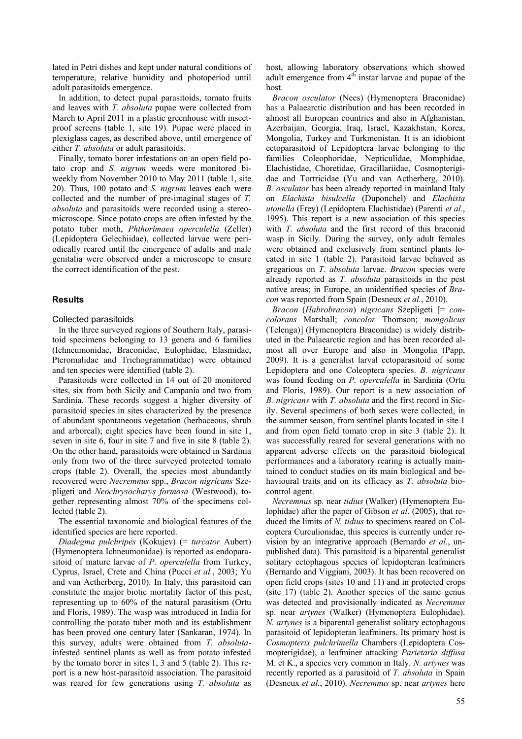lated in Petri dishes and kept under natural conditions of temperature, relative humidity and photoperiod until adult parasitoids emergence.

In addition, to detect pupal parasitoids, tomato fruits and leaves with *T. absoluta* pupae were collected from March to April 2011 in a plastic greenhouse with insect-proof screens (table 1, site 19). Pupae were placed in plexiglass cages, as described above, until emergence of either *T. absoluta* or adult parasitoids.

Finally, tomato borer infestations on an open field potato crop and *S. nigrum* weeds were monitored biweekly from November 2010 to May 2011 (table 1, site 20). Thus, 100 potato and *S. nigrum* leaves each were collected and the number of pre-imaginal stages of *T. absoluta* and parasitoids were recorded using a stereomicroscope. Since potato crops are often infested by the potato tuber moth, *Phthorimaea operculella* (Zeller) (Lepidoptera Gelechiidae), collected larvae were periodically reared until the emergence of adults and male genitalia were observed under a microscope to ensure the correct identification of the pest.

## Results

### Collected parasitoids

In the three surveyed regions of Southern Italy, parasitoid specimens belonging to 13 genera and 6 families (Ichneumonidae, Braconidae, Eulophidae, Elasmidae, Pteromalidae and Trichogrammatidae) were obtained and ten species were identified (table 2).

Parasitoids were collected in 14 out of 20 monitored sites, six from both Sicily and Campania and two from Sardinia. These records suggest a higher diversity of parasitoid species in sites characterized by the presence of abundant spontaneous vegetation (herbaceous, shrub and arboreal); eight species have been found in site 1, seven in site 6, four in site 7 and five in site 8 (table 2). On the other hand, parasitoids were obtained in Sardinia only from two of the three surveyed protected tomato crops (table 2). Overall, the species most abundantly recovered were *Necremnus* spp., *Bracon nigricans* Szepligeti and *Neochrysocharys formosa* (Westwood), together representing almost 70% of the specimens collected (table 2).

The essential taxonomic and biological features of the identified species are here reported.

*Diadegma pulchripes* (Kokujev) (= *turcator* Aubert) (Hymenoptera Ichneumonidae) is reported as endoparasitoid of mature larvae of *P. operculella* from Turkey, Cyprus, Israel, Crete and China (Pucci *et al.*, 2003; Yu and van Actherberg, 2010). In Italy, this parasitoid can constitute the major biotic mortality factor of this pest, representing up to 60% of the natural parasitism (Ortu and Floris, 1989). The wasp was introduced in India for controlling the potato tuber moth and its establishment has been proved one century later (Sankaran, 1974). In this survey, adults were obtained from *T. absoluta*-infested sentinel plants as well as from potato infested by the tomato borer in sites 1, 3 and 5 (table 2). This report is a new host-parasitoid association. The parasitoid was reared for few generations using *T. absoluta* as host, allowing laboratory observations which showed adult emergence from 4th instar larvae and pupae of the host.

*Bracon osculator* (Nees) (Hymenoptera Braconidae) has a Palaearctic distribution and has been recorded in almost all European countries and also in Afghanistan, Azerbaijan, Georgia, Iraq, Israel, Kazakhstan, Korea, Mongolia, Turkey and Turkmenistan. It is an idiobiont ectoparasitoid of Lepidoptera larvae belonging to the families Coleophoridae, Nepticulidae, Momphidae, Elachistidae, Choretidae, Gracillariidae, Cosmopterigidae and Tortricidae (Yu and van Actherberg, 2010). *B. osculator* has been already reported in mainland Italy on *Elachista bisulcella* (Duponchel) and *Elachista utonella* (Frey) (Lepidoptera Elachistidae) (Parenti *et al.*, 1995). This report is a new association of this species with *T. absoluta* and the first record of this braconid wasp in Sicily. During the survey, only adult females were obtained and exclusively from sentinel plants located in site 1 (table 2). Parasitoid larvae behaved as gregarious on *T. absoluta* larvae. *Bracon* species were already reported as *T. absoluta* parasitoids in the pest native areas; in Europe, an unidentified species of *Bracon* was reported from Spain (Desneux *et al.*, 2010).

*Bracon* (*Habrobracon*) *nigricans* Szepligeti [= *concolorans* Marshall; *concolor* Thomson; *mongolicus* (Telenga)] (Hymenoptera Braconidae) is widely distributed in the Palaearctic region and has been recorded almost all over Europe and also in Mongolia (Papp, 2009). It is a generalist larval ectoparasitoid of some Lepidoptera and one Coleoptera species. *B. nigricans* was found feeding on *P. operculella* in Sardinia (Ortu and Floris, 1989). Our report is a new association of *B. nigricans* with *T. absoluta* and the first record in Sicily. Several specimens of both sexes were collected, in the summer season, from sentinel plants located in site 1 and from open field tomato crop in site 3 (table 2). It was successfully reared for several generations with no apparent adverse effects on the parasitoid biological performances and a laboratory rearing is actually maintained to conduct studies on its main biological and behavioural traits and on its efficacy as *T. absoluta* biocontrol agent.

*Necremnus* sp. near *tidius* (Walker) (Hymenoptera Eulophidae) after the paper of Gibson *et al*. (2005), that reduced the limits of *N. tidius* to specimens reared on Coleoptera Curculionidae, this species is currently under revision by an integrative approach (Bernardo *et al.*, unpublished data). This parasitoid is a biparental generalist solitary ectophagous species of lepidopteran leafminers (Bernardo and Viggiani, 2003). It has been recovered on open field crops (sites 10 and 11) and in protected crops (site 17) (table 2). Another species of the same genus was detected and provisionally indicated as *Necremnus* sp. near *artynes* (Walker) (Hymenoptera Eulophidae). *N. artynes* is a biparental generalist solitary ectophagous parasitoid of lepidopteran leafminers. Its primary host is *Cosmopterix pulchrimella* Chambers (Lepidoptera Cosmopterigidae), a leafminer attacking *Parietaria diffusa* M. et K., a species very common in Italy. *N. artynes* was recently reported as a parasitoid of *T. absoluta* in Spain (Desneux *et al.*, 2010). *Necremnus* sp. near *artynes* here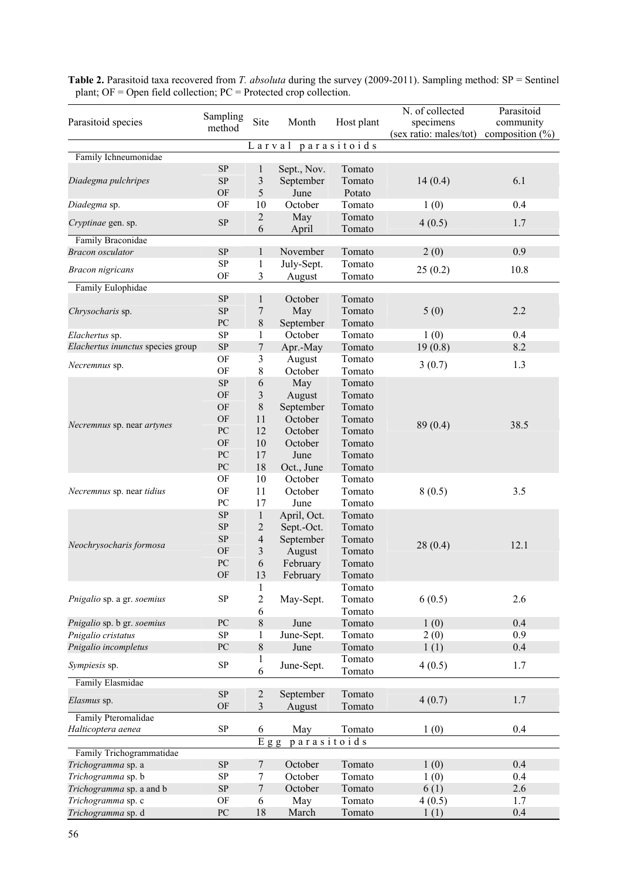**Table 2.** Parasitoid taxa recovered from *T. absoluta* during the survey (2009-2011). Sampling method: SP = Sentinel plant; OF = Open field collection; PC = Protected crop collection.

| Parasitoid species | Sampling method | Site | Month | Host plant | N. of collected specimens (sex ratio: males/tot) | Parasitoid community composition (%) |
|---|---|---|---|---|---|---|
| **Larval parasitoids** | | | | | | |
| Family Ichneumonidae | | | | | | |
| *Diadegma pulchripes* | SP | 1 | Sept., Nov. | Tomato | 14 (0.4) | 6.1 |
| | SP | 3 | September | Tomato | | |
| | OF | 5 | June | Potato | | |
| *Diadegma* sp. | OF | 10 | October | Tomato | 1 (0) | 0.4 |
| *Cryptinae* gen. sp. | SP | 2 | May | Tomato | 4 (0.5) | 1.7 |
| | | 6 | April | Tomato | | |
| Family Braconidae | | | | | | |
| *Bracon osculator* | SP | 1 | November | Tomato | 2 (0) | 0.9 |
| *Bracon nigricans* | SP | 1 | July-Sept. | Tomato | 25 (0.2) | 10.8 |
| | OF | 3 | August | Tomato | | |
| Family Eulophidae | | | | | | |
| *Chrysocharis* sp. | SP | 1 | October | Tomato | 5 (0) | 2.2 |
| | SP | 7 | May | Tomato | | |
| | PC | 8 | September | Tomato | | |
| *Elachertus* sp. | SP | 1 | October | Tomato | 1 (0) | 0.4 |
| *Elachertus inunctus* species group | SP | 7 | Apr.-May | Tomato | 19 (0.8) | 8.2 |
| *Necremnus* sp. | OF | 3 | August | Tomato | 3 (0.7) | 1.3 |
| | OF | 8 | October | Tomato | | |
| *Necremnus* sp. near *artynes* | SP | 6 | May | Tomato | 89 (0.4) | 38.5 |
| | OF | 3 | August | Tomato | | |
| | OF | 8 | September | Tomato | | |
| | OF | 11 | October | Tomato | | |
| | PC | 12 | October | Tomato | | |
| | OF | 10 | October | Tomato | | |
| | PC | 17 | June | Tomato | | |
| | PC | 18 | Oct., June | Tomato | | |
| *Necremnus* sp. near *tidius* | OF | 10 | October | Tomato | 8 (0.5) | 3.5 |
| | OF | 11 | October | Tomato | | |
| | PC | 17 | June | Tomato | | |
| *Neochrysocharis formosa* | SP | 1 | April, Oct. | Tomato | 28 (0.4) | 12.1 |
| | SP | 2 | Sept.-Oct. | Tomato | | |
| | SP | 4 | September | Tomato | | |
| | OF | 3 | August | Tomato | | |
| | PC | 6 | February | Tomato | | |
| | OF | 13 | February | Tomato | | |
| *Pnigalio* sp. a gr. *soemius* | SP | 1 | May-Sept. | Tomato | 6 (0.5) | 2.6 |
| | | 2 | | Tomato | | |
| | | 6 | | Tomato | | |
| *Pnigalio* sp. b gr. *soemius* | PC | 8 | June | Tomato | 1 (0) | 0.4 |
| *Pnigalio cristatus* | SP | 1 | June-Sept. | Tomato | 2 (0) | 0.9 |
| *Pnigalio incompletus* | PC | 8 | June | Tomato | 1 (1) | 0.4 |
| *Sympiesis* sp. | SP | 1 | June-Sept. | Tomato | 4 (0.5) | 1.7 |
| | | 6 | | Tomato | | |
| Family Elasmidae | | | | | | |
| *Elasmus* sp. | SP | 2 | September | Tomato | 4 (0.7) | 1.7 |
| | OF | 3 | August | Tomato | | |
| Family Pteromalidae | | | | | | |
| *Halticoptera aenea* | SP | 6 | May | Tomato | 1 (0) | 0.4 |
| **Egg parasitoids** | | | | | | |
| Family Trichogrammatidae | | | | | | |
| *Trichogramma* sp. a | SP | 7 | October | Tomato | 1 (0) | 0.4 |
| *Trichogramma* sp. b | SP | 7 | October | Tomato | 1 (0) | 0.4 |
| *Trichogramma* sp. a and b | SP | 7 | October | Tomato | 6 (1) | 2.6 |
| *Trichogramma* sp. c | OF | 6 | May | Tomato | 4 (0.5) | 1.7 |
| *Trichogramma* sp. d | PC | 18 | March | Tomato | 1 (1) | 0.4 |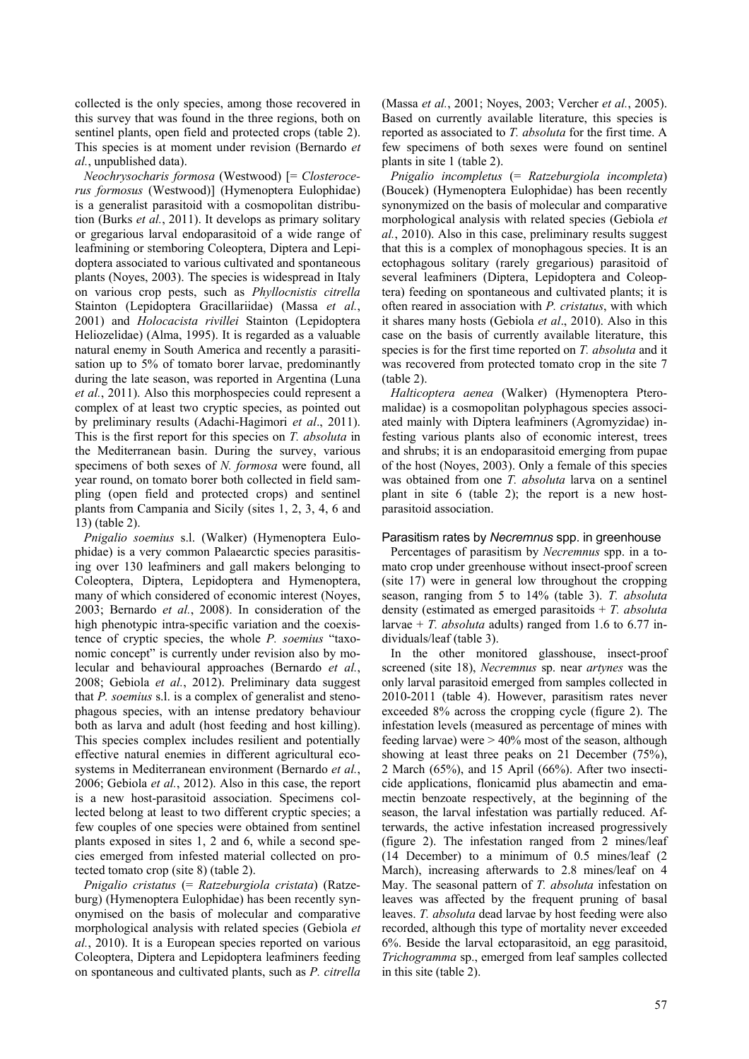collected is the only species, among those recovered in this survey that was found in the three regions, both on sentinel plants, open field and protected crops (table 2). This species is at moment under revision (Bernardo *et al.*, unpublished data).

*Neochrysocharis formosa* (Westwood) [= *Closterocerus formosus* (Westwood)] (Hymenoptera Eulophidae) is a generalist parasitoid with a cosmopolitan distribution (Burks *et al.*, 2011). It develops as primary solitary or gregarious larval endoparasitoid of a wide range of leafmining or stemboring Coleoptera, Diptera and Lepidoptera associated to various cultivated and spontaneous plants (Noyes, 2003). The species is widespread in Italy on various crop pests, such as *Phyllocnistis citrella* Stainton (Lepidoptera Gracillariidae) (Massa *et al.*, 2001) and *Holocacista rivillei* Stainton (Lepidoptera Heliozelidae) (Alma, 1995). It is regarded as a valuable natural enemy in South America and recently a parasitisation up to 5% of tomato borer larvae, predominantly during the late season, was reported in Argentina (Luna *et al.*, 2011). Also this morphospecies could represent a complex of at least two cryptic species, as pointed out by preliminary results (Adachi-Hagimori *et al*., 2011). This is the first report for this species on *T. absoluta* in the Mediterranean basin. During the survey, various specimens of both sexes of *N. formosa* were found, all year round, on tomato borer both collected in field sampling (open field and protected crops) and sentinel plants from Campania and Sicily (sites 1, 2, 3, 4, 6 and 13) (table 2).

*Pnigalio soemius* s.l. (Walker) (Hymenoptera Eulophidae) is a very common Palaearctic species parasitising over 130 leafminers and gall makers belonging to Coleoptera, Diptera, Lepidoptera and Hymenoptera, many of which considered of economic interest (Noyes, 2003; Bernardo *et al.*, 2008). In consideration of the high phenotypic intra-specific variation and the coexistence of cryptic species, the whole *P. soemius* "taxonomic concept" is currently under revision also by molecular and behavioural approaches (Bernardo *et al.*, 2008; Gebiola *et al.*, 2012). Preliminary data suggest that *P. soemius* s.l. is a complex of generalist and stenophagous species, with an intense predatory behaviour both as larva and adult (host feeding and host killing). This species complex includes resilient and potentially effective natural enemies in different agricultural ecosystems in Mediterranean environment (Bernardo *et al.*, 2006; Gebiola *et al.*, 2012). Also in this case, the report is a new host-parasitoid association. Specimens collected belong at least to two different cryptic species; a few couples of one species were obtained from sentinel plants exposed in sites 1, 2 and 6, while a second species emerged from infested material collected on protected tomato crop (site 8) (table 2).

*Pnigalio cristatus* (= *Ratzeburgiola cristata*) (Ratzeburg) (Hymenoptera Eulophidae) has been recently synonymised on the basis of molecular and comparative morphological analysis with related species (Gebiola *et al.*, 2010). It is a European species reported on various Coleoptera, Diptera and Lepidoptera leafminers feeding on spontaneous and cultivated plants, such as *P. citrella* (Massa *et al.*, 2001; Noyes, 2003; Vercher *et al.*, 2005). Based on currently available literature, this species is reported as associated to *T. absoluta* for the first time. A few specimens of both sexes were found on sentinel plants in site 1 (table 2).

*Pnigalio incompletus* (= *Ratzeburgiola incompleta*) (Boucek) (Hymenoptera Eulophidae) has been recently synonymized on the basis of molecular and comparative morphological analysis with related species (Gebiola *et al.*, 2010). Also in this case, preliminary results suggest that this is a complex of monophagous species. It is an ectophagous solitary (rarely gregarious) parasitoid of several leafminers (Diptera, Lepidoptera and Coleoptera) feeding on spontaneous and cultivated plants; it is often reared in association with *P. cristatus*, with which it shares many hosts (Gebiola *et al*., 2010). Also in this case on the basis of currently available literature, this species is for the first time reported on *T. absoluta* and it was recovered from protected tomato crop in the site 7 (table 2).

*Halticoptera aenea* (Walker) (Hymenoptera Pteromalidae) is a cosmopolitan polyphagous species associated mainly with Diptera leafminers (Agromyzidae) infesting various plants also of economic interest, trees and shrubs; it is an endoparasitoid emerging from pupae of the host (Noyes, 2003). Only a female of this species was obtained from one *T. absoluta* larva on a sentinel plant in site 6 (table 2); the report is a new host-parasitoid association.

### Parasitism rates by *Necremnus* spp. in greenhouse

Percentages of parasitism by *Necremnus* spp. in a tomato crop under greenhouse without insect-proof screen (site 17) were in general low throughout the cropping season, ranging from 5 to 14% (table 3). *T. absoluta* density (estimated as emerged parasitoids + *T. absoluta* larvae + *T. absoluta* adults) ranged from 1.6 to 6.77 individuals/leaf (table 3).

In the other monitored glasshouse, insect-proof screened (site 18), *Necremnus* sp. near *artynes* was the only larval parasitoid emerged from samples collected in 2010-2011 (table 4). However, parasitism rates never exceeded 8% across the cropping cycle (figure 2). The infestation levels (measured as percentage of mines with feeding larvae) were > 40% most of the season, although showing at least three peaks on 21 December (75%), 2 March (65%), and 15 April (66%). After two insecticide applications, flonicamid plus abamectin and emamectin benzoate respectively, at the beginning of the season, the larval infestation was partially reduced. Afterwards, the active infestation increased progressively (figure 2). The infestation ranged from 2 mines/leaf (14 December) to a minimum of 0.5 mines/leaf (2 March), increasing afterwards to 2.8 mines/leaf on 4 May. The seasonal pattern of *T. absoluta* infestation on leaves was affected by the frequent pruning of basal leaves. *T. absoluta* dead larvae by host feeding were also recorded, although this type of mortality never exceeded 6%. Beside the larval ectoparasitoid, an egg parasitoid, *Trichogramma* sp., emerged from leaf samples collected in this site (table 2).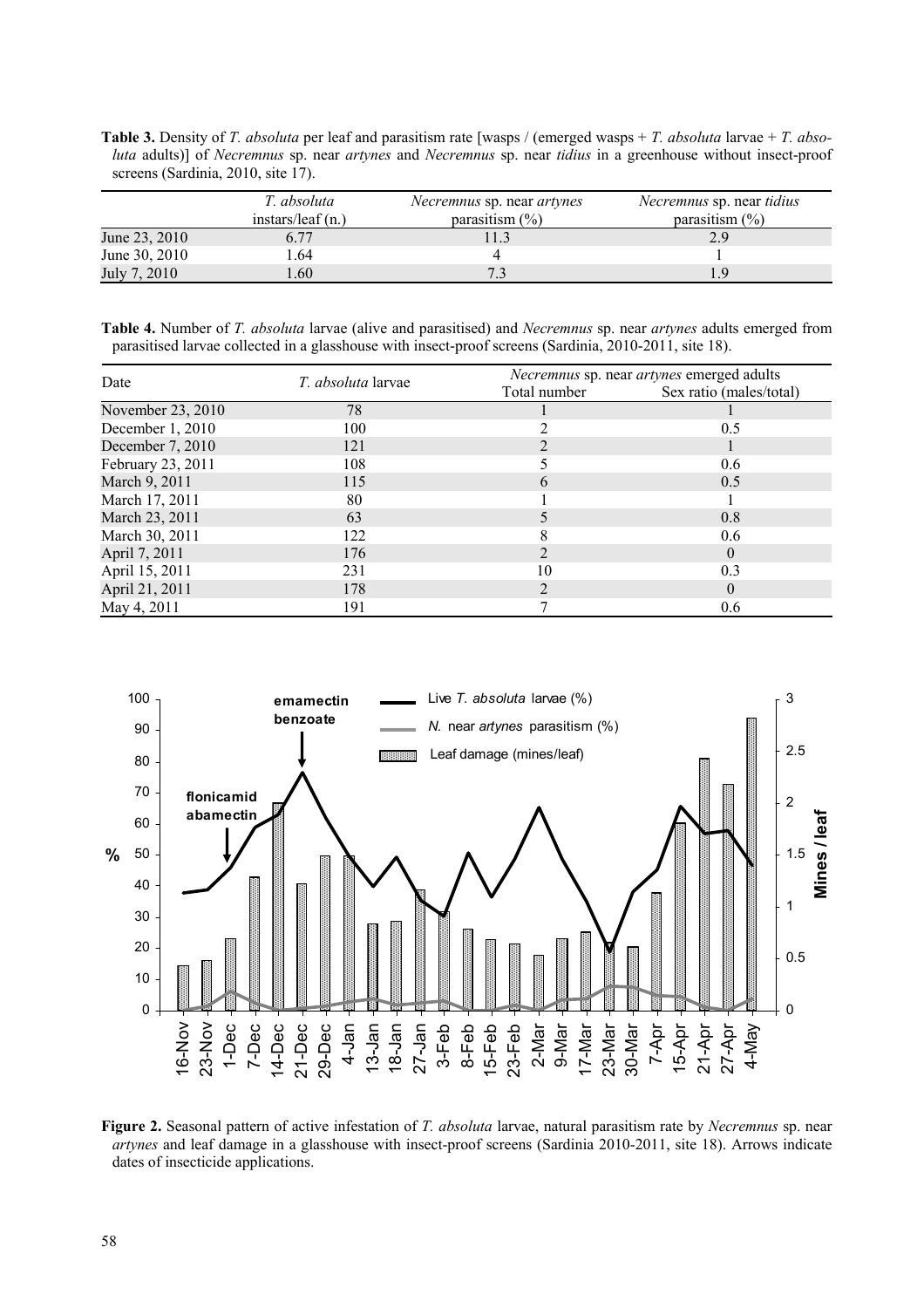**Table 3.** Density of *T. absoluta* per leaf and parasitism rate [wasps / (emerged wasps + *T. absoluta* larvae + *T. absoluta* adults)] of *Necremnus* sp. near *artynes* and *Necremnus* sp. near *tidius* in a greenhouse without insect-proof screens (Sardinia, 2010, site 17).

| | *T. absoluta* instars/leaf (n.) | *Necremnus* sp. near *artynes* parasitism (%) | *Necremnus* sp. near *tidius* parasitism (%) |
|---|---|---|---|
| June 23, 2010 | 6.77 | 11.3 | 2.9 |
| June 30, 2010 | 1.64 | 4 | 1 |
| July 7, 2010 | 1.60 | 7.3 | 1.9 |

**Table 4.** Number of *T. absoluta* larvae (alive and parasitised) and *Necremnus* sp. near *artynes* adults emerged from parasitised larvae collected in a glasshouse with insect-proof screens (Sardinia, 2010-2011, site 18).

| Date | *T. absoluta* larvae | *Necremnus* sp. near *artynes* emerged adults | |
|---|---|---|---|
| | | Total number | Sex ratio (males/total) |
| November 23, 2010 | 78 | 1 | 1 |
| December 1, 2010 | 100 | 2 | 0.5 |
| December 7, 2010 | 121 | 2 | 1 |
| February 23, 2011 | 108 | 5 | 0.6 |
| March 9, 2011 | 115 | 6 | 0.5 |
| March 17, 2011 | 80 | 1 | 1 |
| March 23, 2011 | 63 | 5 | 0.8 |
| March 30, 2011 | 122 | 8 | 0.6 |
| April 7, 2011 | 176 | 2 | 0 |
| April 15, 2011 | 231 | 10 | 0.3 |
| April 21, 2011 | 178 | 2 | 0 |
| May 4, 2011 | 191 | 7 | 0.6 |

**Figure 2.** Seasonal pattern of active infestation of *T. absoluta* larvae, natural parasitism rate by *Necremnus* sp. near *artynes* and leaf damage in a glasshouse with insect-proof screens (Sardinia 2010-2011, site 18). Arrows indicate dates of insecticide applications.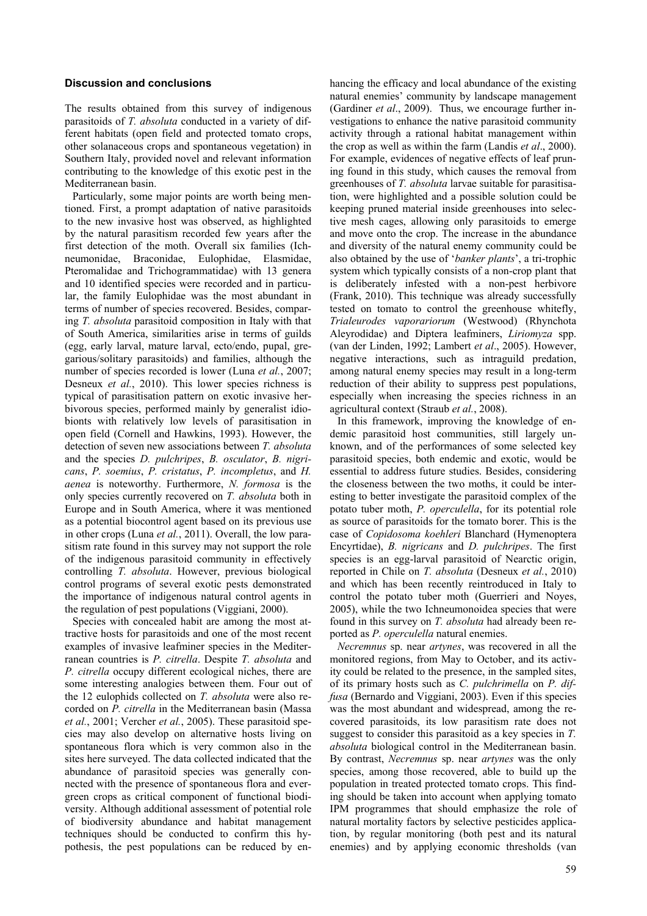## Discussion and conclusions

The results obtained from this survey of indigenous parasitoids of *T. absoluta* conducted in a variety of different habitats (open field and protected tomato crops, other solanaceous crops and spontaneous vegetation) in Southern Italy, provided novel and relevant information contributing to the knowledge of this exotic pest in the Mediterranean basin.

Particularly, some major points are worth being mentioned. First, a prompt adaptation of native parasitoids to the new invasive host was observed, as highlighted by the natural parasitism recorded few years after the first detection of the moth. Overall six families (Ichneumonidae, Braconidae, Eulophidae, Elasmidae, Pteromalidae and Trichogrammatidae) with 13 genera and 10 identified species were recorded and in particular, the family Eulophidae was the most abundant in terms of number of species recovered. Besides, comparing *T. absoluta* parasitoid composition in Italy with that of South America, similarities arise in terms of guilds (egg, early larval, mature larval, ecto/endo, pupal, gregarious/solitary parasitoids) and families, although the number of species recorded is lower (Luna *et al.*, 2007; Desneux *et al.*, 2010). This lower species richness is typical of parasitisation pattern on exotic invasive herbivorous species, performed mainly by generalist idiobionts with relatively low levels of parasitisation in open field (Cornell and Hawkins, 1993). However, the detection of seven new associations between *T. absoluta* and the species *D. pulchripes*, *B. osculator*, *B. nigricans*, *P. soemius*, *P. cristatus*, *P. incompletus*, and *H. aenea* is noteworthy. Furthermore, *N. formosa* is the only species currently recovered on *T. absoluta* both in Europe and in South America, where it was mentioned as a potential biocontrol agent based on its previous use in other crops (Luna *et al.*, 2011). Overall, the low parasitism rate found in this survey may not support the role of the indigenous parasitoid community in effectively controlling *T. absoluta*. However, previous biological control programs of several exotic pests demonstrated the importance of indigenous natural control agents in the regulation of pest populations (Viggiani, 2000).

Species with concealed habit are among the most attractive hosts for parasitoids and one of the most recent examples of invasive leafminer species in the Mediterranean countries is *P. citrella*. Despite *T. absoluta* and *P. citrella* occupy different ecological niches, there are some interesting analogies between them. Four out of the 12 eulophids collected on *T. absoluta* were also recorded on *P. citrella* in the Mediterranean basin (Massa *et al.*, 2001; Vercher *et al.*, 2005). These parasitoid species may also develop on alternative hosts living on spontaneous flora which is very common also in the sites here surveyed. The data collected indicated that the abundance of parasitoid species was generally connected with the presence of spontaneous flora and evergreen crops as critical component of functional biodiversity. Although additional assessment of potential role of biodiversity abundance and habitat management techniques should be conducted to confirm this hypothesis, the pest populations can be reduced by enhancing the efficacy and local abundance of the existing natural enemies' community by landscape management (Gardiner *et al*., 2009). Thus, we encourage further investigations to enhance the native parasitoid community activity through a rational habitat management within the crop as well as within the farm (Landis *et al*., 2000). For example, evidences of negative effects of leaf pruning found in this study, which causes the removal from greenhouses of *T. absoluta* larvae suitable for parasitisation, were highlighted and a possible solution could be keeping pruned material inside greenhouses into selective mesh cages, allowing only parasitoids to emerge and move onto the crop. The increase in the abundance and diversity of the natural enemy community could be also obtained by the use of '*banker plants*', a tri-trophic system which typically consists of a non-crop plant that is deliberately infested with a non-pest herbivore (Frank, 2010). This technique was already successfully tested on tomato to control the greenhouse whitefly, *Trialeurodes vaporariorum* (Westwood) (Rhynchota Aleyrodidae) and Diptera leafminers, *Liriomyza* spp. (van der Linden, 1992; Lambert *et al*., 2005). However, negative interactions, such as intraguild predation, among natural enemy species may result in a long-term reduction of their ability to suppress pest populations, especially when increasing the species richness in an agricultural context (Straub *et al.*, 2008).

In this framework, improving the knowledge of endemic parasitoid host communities, still largely unknown, and of the performances of some selected key parasitoid species, both endemic and exotic, would be essential to address future studies. Besides, considering the closeness between the two moths, it could be interesting to better investigate the parasitoid complex of the potato tuber moth, *P. operculella*, for its potential role as source of parasitoids for the tomato borer. This is the case of *Copidosoma koehleri* Blanchard (Hymenoptera Encyrtidae), *B. nigricans* and *D. pulchripes*. The first species is an egg-larval parasitoid of Nearctic origin, reported in Chile on *T. absoluta* (Desneux *et al.*, 2010) and which has been recently reintroduced in Italy to control the potato tuber moth (Guerrieri and Noyes, 2005), while the two Ichneumonoidea species that were found in this survey on *T. absoluta* had already been reported as *P. operculella* natural enemies.

*Necremnus* sp. near *artynes*, was recovered in all the monitored regions, from May to October, and its activity could be related to the presence, in the sampled sites, of its primary hosts such as *C. pulchrimella* on *P. diffusa* (Bernardo and Viggiani, 2003). Even if this species was the most abundant and widespread, among the recovered parasitoids, its low parasitism rate does not suggest to consider this parasitoid as a key species in *T. absoluta* biological control in the Mediterranean basin. By contrast, *Necremnus* sp. near *artynes* was the only species, among those recovered, able to build up the population in treated protected tomato crops. This finding should be taken into account when applying tomato IPM programmes that should emphasize the role of natural mortality factors by selective pesticides application, by regular monitoring (both pest and its natural enemies) and by applying economic thresholds (van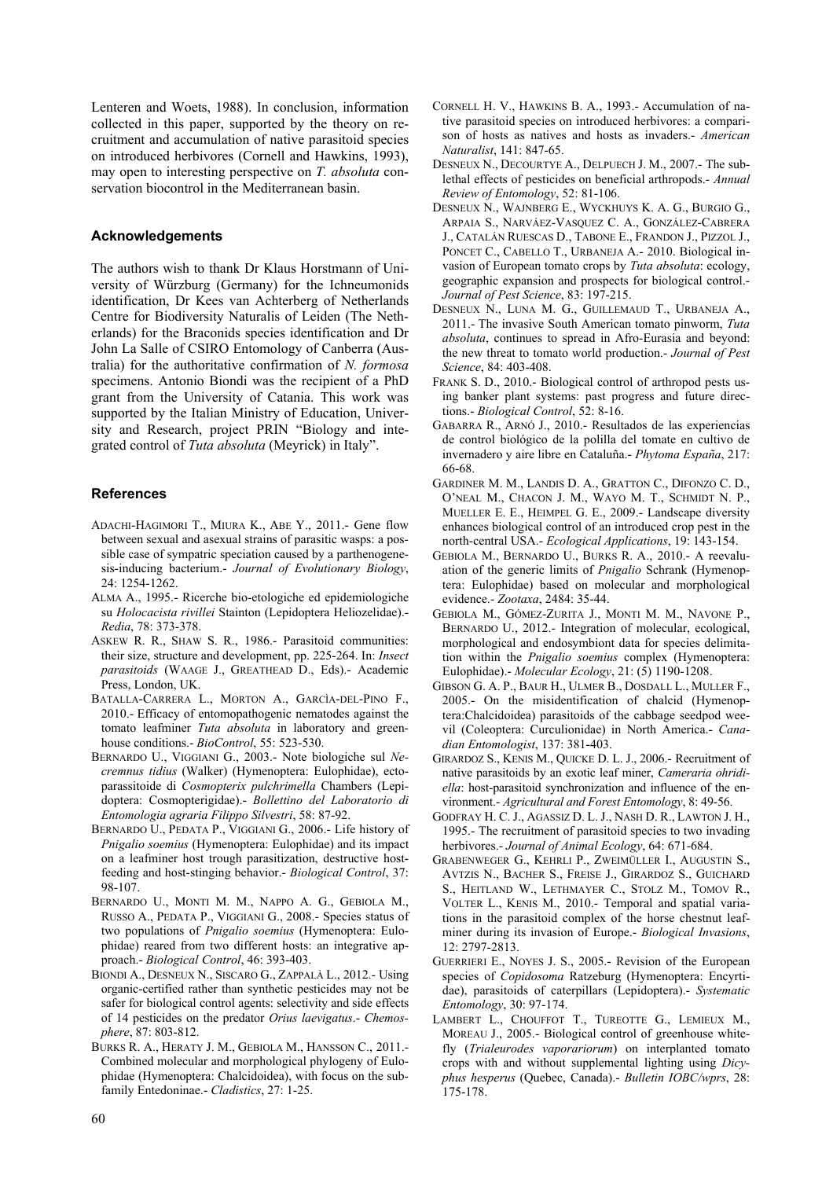Lenteren and Woets, 1988). In conclusion, information collected in this paper, supported by the theory on recruitment and accumulation of native parasitoid species on introduced herbivores (Cornell and Hawkins, 1993), may open to interesting perspective on *T. absoluta* conservation biocontrol in the Mediterranean basin.

## Acknowledgements

The authors wish to thank Dr Klaus Horstmann of University of Würzburg (Germany) for the Ichneumonids identification, Dr Kees van Achterberg of Netherlands Centre for Biodiversity Naturalis of Leiden (The Netherlands) for the Braconids species identification and Dr John La Salle of CSIRO Entomology of Canberra (Australia) for the authoritative confirmation of *N. formosa* specimens. Antonio Biondi was the recipient of a PhD grant from the University of Catania. This work was supported by the Italian Ministry of Education, University and Research, project PRIN "Biology and integrated control of *Tuta absoluta* (Meyrick) in Italy".

## References

ADACHI-HAGIMORI T., MIURA K., ABE Y., 2011.- Gene flow between sexual and asexual strains of parasitic wasps: a possible case of sympatric speciation caused by a parthenogenesis-inducing bacterium.- *Journal of Evolutionary Biology*, 24: 1254-1262.

ALMA A., 1995.- Ricerche bio-etologiche ed epidemiologiche su *Holocacista rivillei* Stainton (Lepidoptera Heliozelidae).- *Redia*, 78: 373-378.

ASKEW R. R., SHAW S. R., 1986.- Parasitoid communities: their size, structure and development, pp. 225-264. In: *Insect parasitoids* (WAAGE J., GREATHEAD D., Eds).- Academic Press, London, UK.

BATALLA-CARRERA L., MORTON A., GARCÌA-DEL-PINO F., 2010.- Efficacy of entomopathogenic nematodes against the tomato leafminer *Tuta absoluta* in laboratory and greenhouse conditions.- *BioControl*, 55: 523-530.

BERNARDO U., VIGGIANI G., 2003.- Note biologiche sul *Necremnus tidius* (Walker) (Hymenoptera: Eulophidae), ectoparassitoide di *Cosmopterix pulchrimella* Chambers (Lepidoptera: Cosmopterigidae).- *Bollettino del Laboratorio di Entomologia agraria Filippo Silvestri*, 58: 87-92.

BERNARDO U., PEDATA P., VIGGIANI G., 2006.- Life history of *Pnigalio soemius* (Hymenoptera: Eulophidae) and its impact on a leafminer host trough parasitization, destructive host-feeding and host-stinging behavior.- *Biological Control*, 37: 98-107.

BERNARDO U., MONTI M. M., NAPPO A. G., GEBIOLA M., RUSSO A., PEDATA P., VIGGIANI G., 2008.- Species status of two populations of *Pnigalio soemius* (Hymenoptera: Eulophidae) reared from two different hosts: an integrative approach.- *Biological Control*, 46: 393-403.

BIONDI A., DESNEUX N., SISCARO G., ZAPPALÀ L., 2012.- Using organic-certified rather than synthetic pesticides may not be safer for biological control agents: selectivity and side effects of 14 pesticides on the predator *Orius laevigatus*.- *Chemosphere*, 87: 803-812.

BURKS R. A., HERATY J. M., GEBIOLA M., HANSSON C., 2011.- Combined molecular and morphological phylogeny of Eulophidae (Hymenoptera: Chalcidoidea), with focus on the subfamily Entedoninae.- *Cladistics*, 27: 1-25.

CORNELL H. V., HAWKINS B. A., 1993.- Accumulation of native parasitoid species on introduced herbivores: a comparison of hosts as natives and hosts as invaders.- *American Naturalist*, 141: 847-65.

DESNEUX N., DECOURTYE A., DELPUECH J. M., 2007.- The sublethal effects of pesticides on beneficial arthropods.- *Annual Review of Entomology*, 52: 81-106.

DESNEUX N., WAJNBERG E., WYCKHUYS K. A. G., BURGIO G., ARPAIA S., NARVÁEZ-VASQUEZ C. A., GONZÁLEZ-CABRERA J., CATALÁN RUESCAS D., TABONE E., FRANDON J., PIZZOL J., PONCET C., CABELLO T., URBANEJA A.- 2010. Biological invasion of European tomato crops by *Tuta absoluta*: ecology, geographic expansion and prospects for biological control.- *Journal of Pest Science*, 83: 197-215.

DESNEUX N., LUNA M. G., GUILLEMAUD T., URBANEJA A., 2011.- The invasive South American tomato pinworm, *Tuta absoluta*, continues to spread in Afro-Eurasia and beyond: the new threat to tomato world production.- *Journal of Pest Science*, 84: 403-408.

FRANK S. D., 2010.- Biological control of arthropod pests using banker plant systems: past progress and future directions.- *Biological Control*, 52: 8-16.

GABARRA R., ARNÓ J., 2010.- Resultados de las experiencias de control biológico de la polilla del tomate en cultivo de invernadero y aire libre en Cataluña.- *Phytoma España*, 217: 66-68.

GARDINER M. M., LANDIS D. A., GRATTON C., DIFONZO C. D., O'NEAL M., CHACON J. M., WAYO M. T., SCHMIDT N. P., MUELLER E. E., HEIMPEL G. E., 2009.- Landscape diversity enhances biological control of an introduced crop pest in the north-central USA.- *Ecological Applications*, 19: 143-154.

GEBIOLA M., BERNARDO U., BURKS R. A., 2010.- A reevaluation of the generic limits of *Pnigalio* Schrank (Hymenoptera: Eulophidae) based on molecular and morphological evidence.- *Zootaxa*, 2484: 35-44.

GEBIOLA M., GÓMEZ-ZURITA J., MONTI M. M., NAVONE P., BERNARDO U., 2012.- Integration of molecular, ecological, morphological and endosymbiont data for species delimitation within the *Pnigalio soemius* complex (Hymenoptera: Eulophidae).- *Molecular Ecology*, 21: (5) 1190-1208.

GIBSON G. A. P., BAUR H., ULMER B., DOSDALL L., MULLER F., 2005.- On the misidentification of chalcid (Hymenoptera:Chalcidoidea) parasitoids of the cabbage seedpod weevil (Coleoptera: Curculionidae) in North America.- *Canadian Entomologist*, 137: 381-403.

GIRARDOZ S., KENIS M., QUICKE D. L. J., 2006.- Recruitment of native parasitoids by an exotic leaf miner, *Cameraria ohridella*: host-parasitoid synchronization and influence of the environment.- *Agricultural and Forest Entomology*, 8: 49-56.

GODFRAY H. C. J., AGASSIZ D. L. J., NASH D. R., LAWTON J. H., 1995.- The recruitment of parasitoid species to two invading herbivores.- *Journal of Animal Ecology*, 64: 671-684.

GRABENWEGER G., KEHRLI P., ZWEIMÜLLER I., AUGUSTIN S., AVTZIS N., BACHER S., FREISE J., GIRARDOZ S., GUICHARD S., HEITLAND W., LETHMAYER C., STOLZ M., TOMOV R., VOLTER L., KENIS M., 2010.- Temporal and spatial variations in the parasitoid complex of the horse chestnut leafminer during its invasion of Europe.- *Biological Invasions*, 12: 2797-2813.

GUERRIERI E., NOYES J. S., 2005.- Revision of the European species of *Copidosoma* Ratzeburg (Hymenoptera: Encyrtidae), parasitoids of caterpillars (Lepidoptera).- *Systematic Entomology*, 30: 97-174.

LAMBERT L., CHOUFFOT T., TUREOTTE G., LEMIEUX M., MOREAU J., 2005.- Biological control of greenhouse whitefly (*Trialeurodes vaporariorum*) on interplanted tomato crops with and without supplemental lighting using *Dicyphus hesperus* (Quebec, Canada).- *Bulletin IOBC/wprs*, 28: 175-178.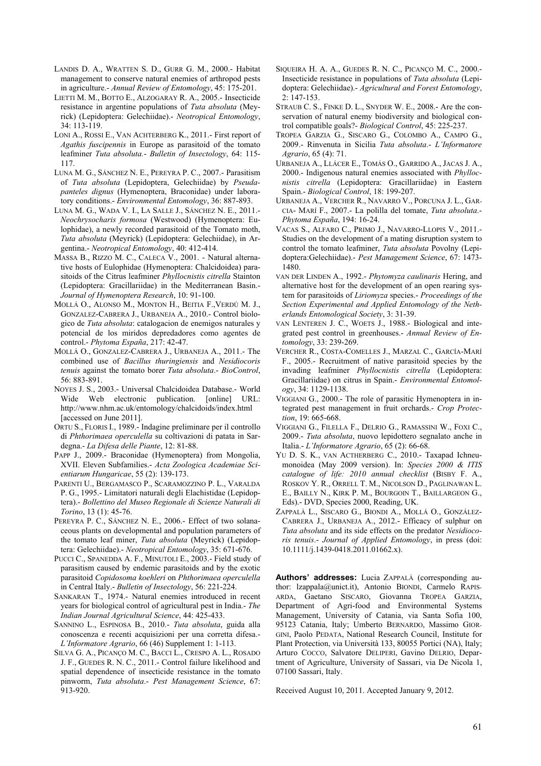LANDIS D. A., WRATTEN S. D., GURR G. M., 2000.- Habitat management to conserve natural enemies of arthropod pests in agriculture.- *Annual Review of Entomology*, 45: 175-201.

LIETTI M. M., BOTTO E., ALZOGARAY R. A., 2005.- Insecticide resistance in argentine populations of *Tuta absoluta* (Meyrick) (Lepidoptera: Gelechiidae).- *Neotropical Entomology*, 34: 113-119.

LONI A., ROSSI E., VAN ACHTERBERG K., 2011.- First report of *Agathis fuscipennis* in Europe as parasitoid of the tomato leafminer *Tuta absoluta.*- *Bulletin of Insectology*, 64: 115-117.

LUNA M. G., SÁNCHEZ N. E., PEREYRA P. C., 2007.- Parasitism of *Tuta absoluta* (Lepidoptera, Gelechiidae) by *Pseudapanteles dignus* (Hymenoptera, Braconidae) under laboratory conditions.- *Environmental Entomology*, 36: 887-893.

LUNA M. G., WADA V. I., LA SALLE J., SÁNCHEZ N. E., 2011.- *Neochrysocharis formosa* (Westwood) (Hymenoptera: Eulophidae), a newly recorded parasitoid of the Tomato moth, *Tuta absoluta* (Meyrick) (Lepidoptera: Gelechiidae), in Argentina.- *Neotropical Entomology*, 40: 412-414.

MASSA B., RIZZO M. C., CALECA V., 2001. - Natural alternative hosts of Eulophidae (Hymenoptera: Chalcidoidea) parasitoids of the Citrus leafminer *Phyllocnistis citrella* Stainton (Lepidoptera: Gracillariidae) in the Mediterranean Basin.- *Journal of Hymenoptera Research*, 10: 91-100.

MOLLÁ O., ALONSO M., MONTON H., BEITIA F.,VERDÚ M. J., GONZALEZ-CABRERA J., URBANEJA A., 2010.- Control biologico de *Tuta absoluta*: catalogacion de enemigos naturales y potencial de los miridos depredadores como agentes de control.- *Phytoma España*, 217: 42-47.

MOLLÁ O., GONZALEZ-CABRERA J., URBANEJA A., 2011.- The combined use of *Bacillus thuringiensis* and *Nesidiocoris tenuis* against the tomato borer *Tuta absoluta*.- *BioControl*, 56: 883-891.

NOYES J. S., 2003.- Universal Chalcidoidea Database.- World Wide Web electronic publication. [online] URL: http://www.nhm.ac.uk/entomology/chalcidoids/index.html [accessed on June 2011].

ORTU S., FLORIS I., 1989.- Indagine preliminare per il controllo di *Phthorimaea operculella* su coltivazioni di patata in Sardegna.- *La Difesa delle Piante*, 12: 81-88.

PAPP J., 2009.- Braconidae (Hymenoptera) from Mongolia, XVII. Eleven Subfamilies.- *Acta Zoologica Academiae Scientiarum Hungaricae*, 55 (2): 139-173.

PARENTI U., BERGAMASCO P., SCARAMOZZINO P. L., VARALDA P. G., 1995.- Limitatori naturali degli Elachistidae (Lepidoptera).- *Bollettino del Museo Regionale di Scienze Naturali di Torino*, 13 (1): 45-76.

PEREYRA P. C., SÁNCHEZ N. E., 2006.- Effect of two solanaceous plants on developmental and population parameters of the tomato leaf miner, *Tuta absoluta* (Meyrick) (Lepidoptera: Gelechiidae).- *Neotropical Entomology*, 35: 671-676.

PUCCI C., SPANEDDA A. F., MINUTOLI E., 2003.- Field study of parasitism caused by endemic parasitoids and by the exotic parasitoid *Copidosoma koehleri* on *Phthorimaea operculella* in Central Italy.- *Bulletin of Insectology*, 56: 221-224.

SANKARAN T., 1974.- Natural enemies introduced in recent years for biological control of agricultural pest in India.- *The Indian Journal Agricultural Science*, 44: 425-433.

SANNINO L., ESPINOSA B., 2010.- *Tuta absoluta*, guida alla conoscenza e recenti acquisizioni per una corretta difesa.- *L'Informatore Agrario*, 66 (46) Supplement 1: 1-113.

SILVA G. A., PICANÇO M. C., BACCI L., CRESPO A. L., ROSADO J. F., GUEDES R. N. C., 2011.- Control failure likelihood and spatial dependence of insecticide resistance in the tomato pinworm, *Tuta absoluta*.- *Pest Management Science*, 67: 913-920.

SIQUEIRA H. A. A., GUEDES R. N. C., PICANÇO M. C., 2000.- Insecticide resistance in populations of *Tuta absoluta* (Lepidoptera: Gelechiidae).- *Agricultural and Forest Entomology*, 2: 147-153.

STRAUB C. S., FINKE D. L., SNYDER W. E., 2008.- Are the conservation of natural enemy biodiversity and biological control compatible goals?- *Biological Control*, 45: 225-237.

TROPEA GARZIA G., SISCARO G., COLOMBO A., CAMPO G., 2009.- Rinvenuta in Sicilia *Tuta absoluta*.- *L'Informatore Agrario*, 65 (4): 71.

URBANEJA A., LLÁCER E., TOMÁS O., GARRIDO A., JACAS J. A., 2000.- Indigenous natural enemies associated with *Phyllocnistis citrella* (Lepidoptera: Gracillariidae) in Eastern Spain.- *Biological Control*, 18: 199-207.

URBANEJA A., VERCHER R., NAVARRO V., PORCUNA J. L., GARCIA- MARÍ F., 2007.- La polilla del tomate, *Tuta absoluta*.- *Phytoma España*, 194: 16-24.

VACAS S., ALFARO C., PRIMO J., NAVARRO-LLOPIS V., 2011.- Studies on the development of a mating disruption system to control the tomato leafminer, *Tuta absoluta* Povolny (Lepidoptera:Gelechiidae).- *Pest Management Science*, 67: 1473-1480.

VAN DER LINDEN A., 1992.- *Phytomyza caulinaris* Hering, and alternative host for the development of an open rearing system for parasitoids of *Liriomyza* species.- *Proceedings of the Section Experimental and Applied Entomology of the Netherlands Entomological Society*, 3: 31-39.

VAN LENTEREN J. C., WOETS J., 1988.- Biological and integrated pest control in greenhouses.- *Annual Review of Entomology*, 33: 239-269.

VERCHER R., COSTA-COMELLES J., MARZAL C., GARCÍA-MARÍ F., 2005.- Recruitment of native parasitoid species by the invading leafminer *Phyllocnistis citrella* (Lepidoptera: Gracillariidae) on citrus in Spain.- *Environmental Entomology*, 34: 1129-1138.

VIGGIANI G., 2000.- The role of parasitic Hymenoptera in integrated pest management in fruit orchards.- *Crop Protection*, 19: 665-668.

VIGGIANI G., FILELLA F., DELRIO G., RAMASSINI W., FOXI C., 2009.- *Tuta absoluta*, nuovo lepidottero segnalato anche in Italia.- *L'Informatore Agrario*, 65 (2): 66-68.

YU D. S. K., VAN ACTHERBERG C., 2010.- Taxapad Ichneumonoidea (May 2009 version). In: *Species 2000 & ITIS catalogue of life: 2010 annual checklist* (BISBY F. A., ROSKOV Y. R., ORRELL T. M., NICOLSON D., PAGLINAWAN L. E., BAILLY N., KIRK P. M., BOURGOIN T., BAILLARGEON G., Eds).- DVD, Species 2000, Reading, UK.

ZAPPALÀ L., SISCARO G., BIONDI A., MOLLÁ O., GONZÁLEZ-CABRERA J., URBANEJA A., 2012.- Efficacy of sulphur on *Tuta absoluta* and its side effects on the predator *Nesidiocoris tenuis*.- *Journal of Applied Entomology*, in press (doi: 10.1111/j.1439-0418.2011.01662.x).

**Authors' addresses:** Lucia ZAPPALÀ (corresponding author: lzappala@unict.it), Antonio BIONDI, Carmelo RAPISARDA, Gaetano SISCARO, Giovanna TROPEA GARZIA, Department of Agri-food and Environmental Systems Management, University of Catania, via Santa Sofia 100, 95123 Catania, Italy; Umberto BERNARDO, Massimo GIORGINI, Paolo PEDATA, National Research Council, Institute for Plant Protection, via Università 133, 80055 Portici (NA), Italy; Arturo COCCO, Salvatore DELIPERI, Gavino DELRIO, Department of Agriculture, University of Sassari, via De Nicola 1, 07100 Sassari, Italy.

Received August 10, 2011. Accepted January 9, 2012.